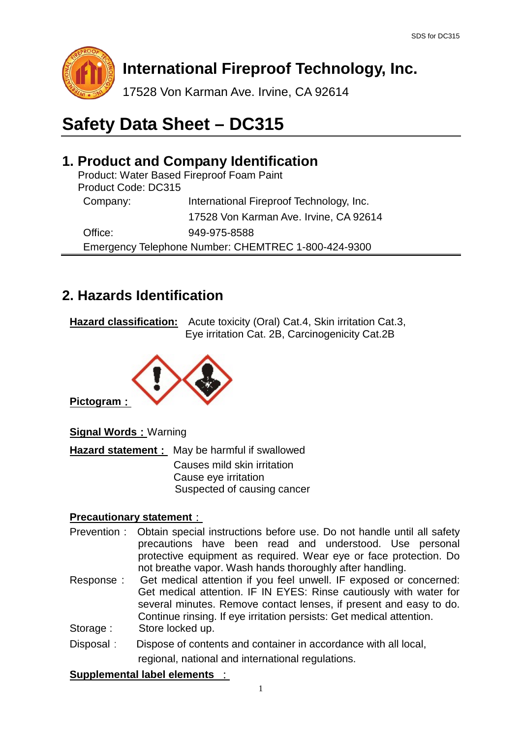# International Fireproof Technology, Inc.

17528 Von Karman Ave. Irvine, CA 92614

# Safety Data Sheet – DC315

## 1. Product and Company Identification

Product: Water Based Fireproof Foam Paint
Product Code: DC315

| | |
|---|---|
| Company: | International Fireproof Technology, Inc. |
| | 17528 Von Karman Ave. Irvine, CA 92614 |
| Office: | 949-975-8588 |

Emergency Telephone Number: CHEMTREC 1-800-424-9300

## 2. Hazards Identification

**Hazard classification:** Acute toxicity (Oral) Cat.4, Skin irritation Cat.3, Eye irritation Cat. 2B, Carcinogenicity Cat.2B

**Pictogram：**

**Signal Words：** Warning

**Hazard statement：** May be harmful if swallowed
Causes mild skin irritation
Cause eye irritation
Suspected of causing cancer

**Precautionary statement：**

Prevention： Obtain special instructions before use. Do not handle until all safety precautions have been read and understood. Use personal protective equipment as required. Wear eye or face protection. Do not breathe vapor. Wash hands thoroughly after handling.

Response： Get medical attention if you feel unwell. IF exposed or concerned: Get medical attention. IF IN EYES: Rinse cautiously with water for several minutes. Remove contact lenses, if present and easy to do. Continue rinsing. If eye irritation persists: Get medical attention.

Storage： Store locked up.

Disposal： Dispose of contents and container in accordance with all local, regional, national and international regulations.

**Supplemental label elements ：**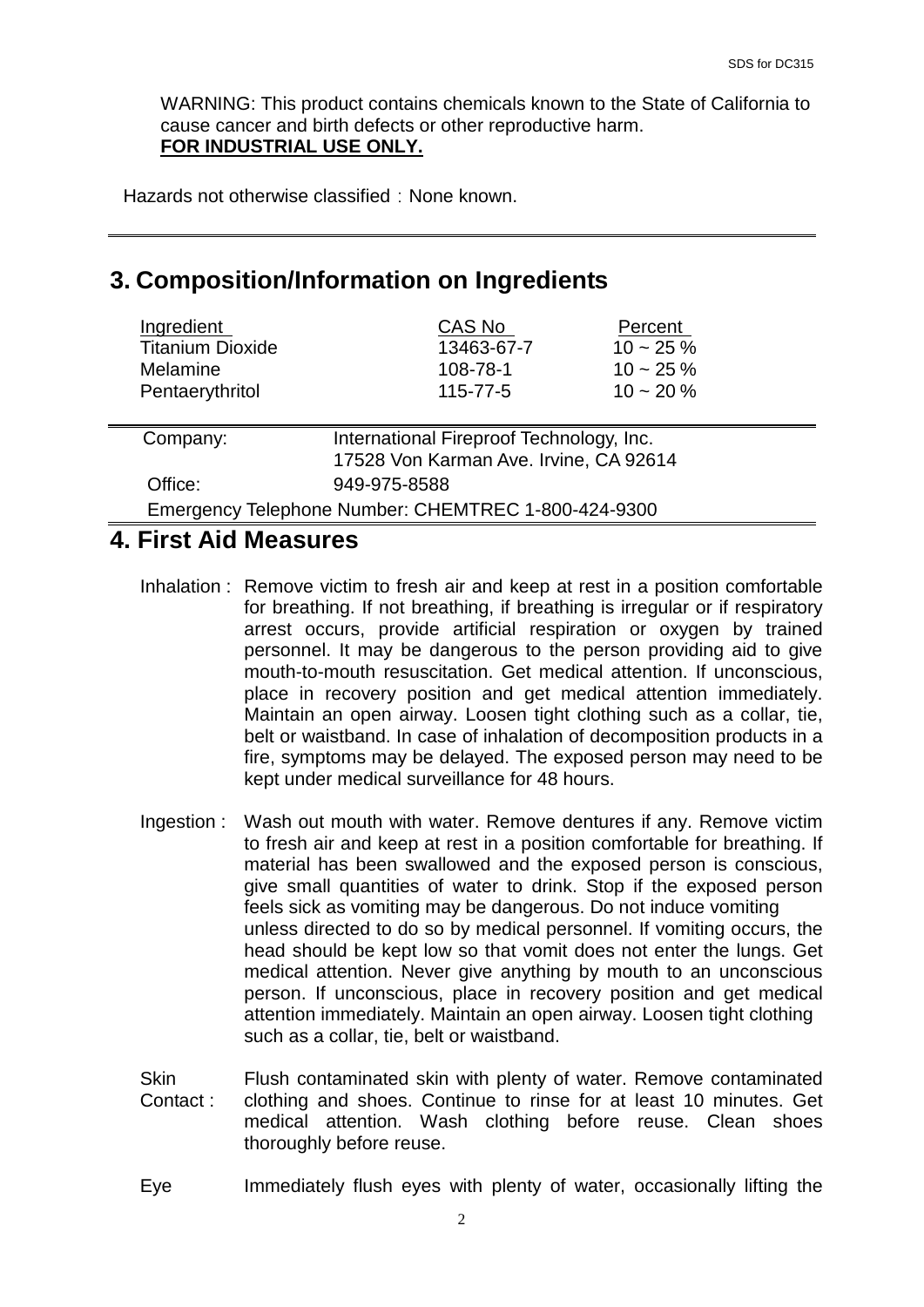WARNING: This product contains chemicals known to the State of California to cause cancer and birth defects or other reproductive harm.
**FOR INDUSTRIAL USE ONLY.**

Hazards not otherwise classified：None known.

## 3. Composition/Information on Ingredients

| Ingredient | CAS No | Percent |
|---|---|---|
| Titanium Dioxide | 13463-67-7 | 10 ~ 25 % |
| Melamine | 108-78-1 | 10 ~ 25 % |
| Pentaerythritol | 115-77-5 | 10 ~ 20 % |

Company: International Fireproof Technology, Inc.
17528 Von Karman Ave. Irvine, CA 92614

Office: 949-975-8588

Emergency Telephone Number: CHEMTREC 1-800-424-9300

## 4. First Aid Measures

Inhalation : Remove victim to fresh air and keep at rest in a position comfortable for breathing. If not breathing, if breathing is irregular or if respiratory arrest occurs, provide artificial respiration or oxygen by trained personnel. It may be dangerous to the person providing aid to give mouth-to-mouth resuscitation. Get medical attention. If unconscious, place in recovery position and get medical attention immediately. Maintain an open airway. Loosen tight clothing such as a collar, tie, belt or waistband. In case of inhalation of decomposition products in a fire, symptoms may be delayed. The exposed person may need to be kept under medical surveillance for 48 hours.

Ingestion : Wash out mouth with water. Remove dentures if any. Remove victim to fresh air and keep at rest in a position comfortable for breathing. If material has been swallowed and the exposed person is conscious, give small quantities of water to drink. Stop if the exposed person feels sick as vomiting may be dangerous. Do not induce vomiting unless directed to do so by medical personnel. If vomiting occurs, the head should be kept low so that vomit does not enter the lungs. Get medical attention. Never give anything by mouth to an unconscious person. If unconscious, place in recovery position and get medical attention immediately. Maintain an open airway. Loosen tight clothing such as a collar, tie, belt or waistband.

Skin Contact : Flush contaminated skin with plenty of water. Remove contaminated clothing and shoes. Continue to rinse for at least 10 minutes. Get medical attention. Wash clothing before reuse. Clean shoes thoroughly before reuse.

Eye Immediately flush eyes with plenty of water, occasionally lifting the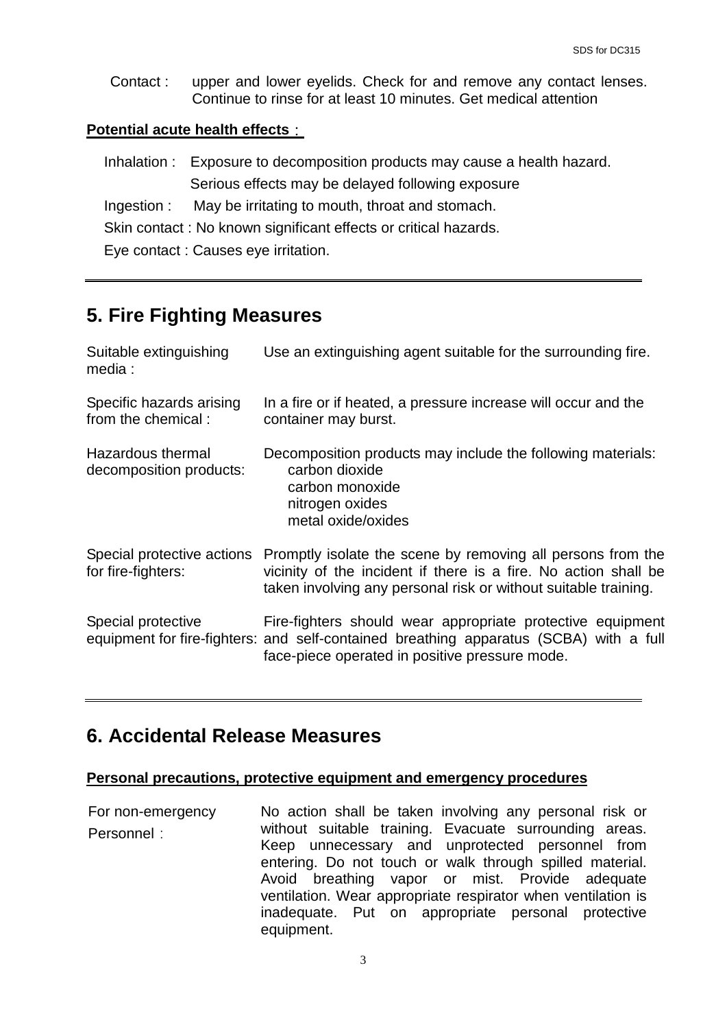Contact : upper and lower eyelids. Check for and remove any contact lenses. Continue to rinse for at least 10 minutes. Get medical attention

**Potential acute health effects**：

Inhalation : Exposure to decomposition products may cause a health hazard. Serious effects may be delayed following exposure

Ingestion : May be irritating to mouth, throat and stomach.

Skin contact : No known significant effects or critical hazards.

Eye contact : Causes eye irritation.

## 5. Fire Fighting Measures

Suitable extinguishing media : Use an extinguishing agent suitable for the surrounding fire.

Specific hazards arising from the chemical : In a fire or if heated, a pressure increase will occur and the container may burst.

Hazardous thermal decomposition products: Decomposition products may include the following materials:
- carbon dioxide
- carbon monoxide
- nitrogen oxides
- metal oxide/oxides

Special protective actions for fire-fighters: Promptly isolate the scene by removing all persons from the vicinity of the incident if there is a fire. No action shall be taken involving any personal risk or without suitable training.

Special protective equipment for fire-fighters: Fire-fighters should wear appropriate protective equipment and self-contained breathing apparatus (SCBA) with a full face-piece operated in positive pressure mode.

## 6. Accidental Release Measures

**Personal precautions, protective equipment and emergency procedures**

For non-emergency Personnel： No action shall be taken involving any personal risk or without suitable training. Evacuate surrounding areas. Keep unnecessary and unprotected personnel from entering. Do not touch or walk through spilled material. Avoid breathing vapor or mist. Provide adequate ventilation. Wear appropriate respirator when ventilation is inadequate. Put on appropriate personal protective equipment.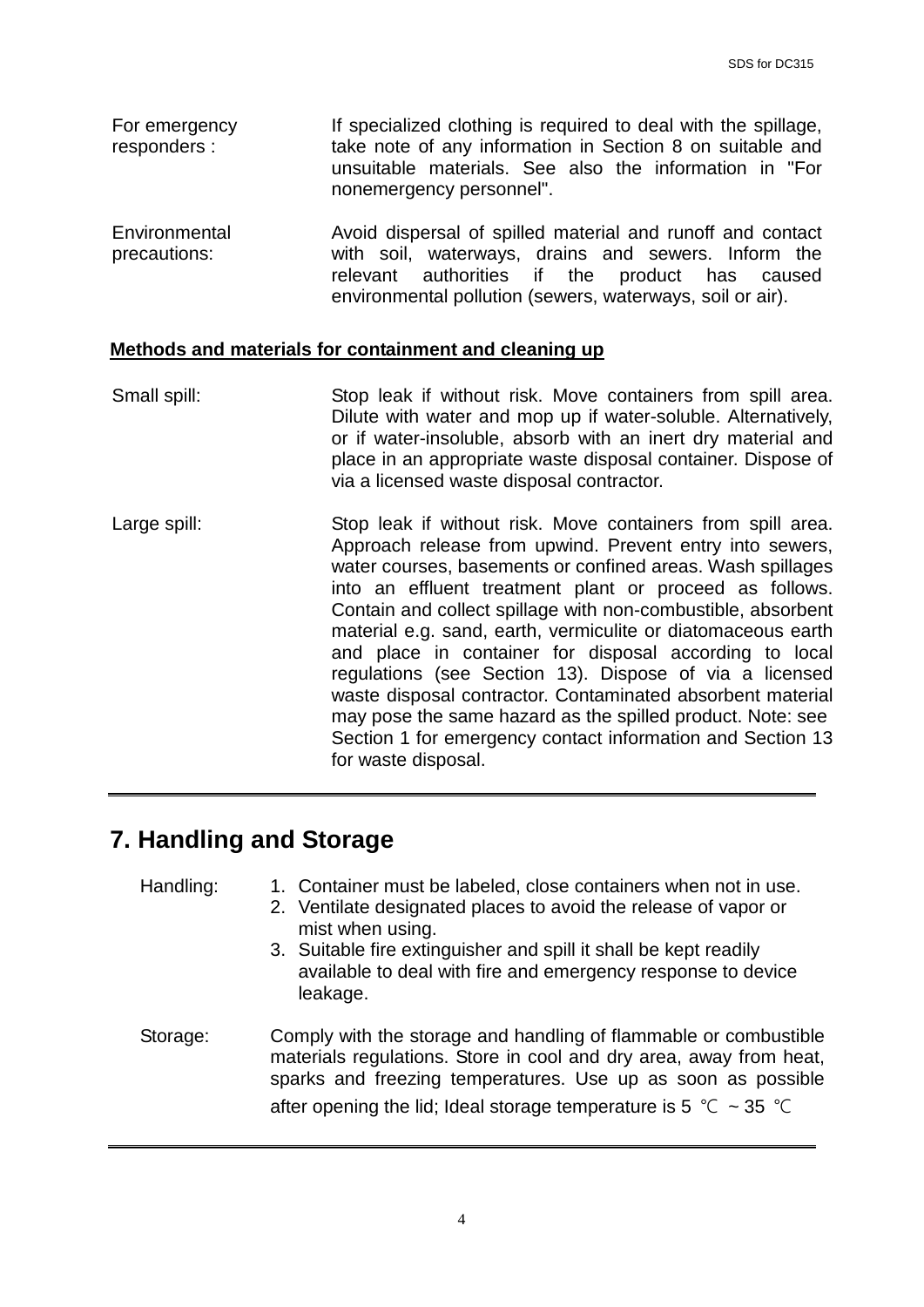| | |
|---|---|
| For emergency responders : | If specialized clothing is required to deal with the spillage, take note of any information in Section 8 on suitable and unsuitable materials. See also the information in "For nonemergency personnel". |
| Environmental precautions: | Avoid dispersal of spilled material and runoff and contact with soil, waterways, drains and sewers. Inform the relevant authorities if the product has caused environmental pollution (sewers, waterways, soil or air). |

**Methods and materials for containment and cleaning up**

| | |
|---|---|
| Small spill: | Stop leak if without risk. Move containers from spill area. Dilute with water and mop up if water-soluble. Alternatively, or if water-insoluble, absorb with an inert dry material and place in an appropriate waste disposal container. Dispose of via a licensed waste disposal contractor. |
| Large spill: | Stop leak if without risk. Move containers from spill area. Approach release from upwind. Prevent entry into sewers, water courses, basements or confined areas. Wash spillages into an effluent treatment plant or proceed as follows. Contain and collect spillage with non-combustible, absorbent material e.g. sand, earth, vermiculite or diatomaceous earth and place in container for disposal according to local regulations (see Section 13). Dispose of via a licensed waste disposal contractor. Contaminated absorbent material may pose the same hazard as the spilled product. Note: see Section 1 for emergency contact information and Section 13 for waste disposal. |

## 7. Handling and Storage

Handling:

1. Container must be labeled, close containers when not in use.
2. Ventilate designated places to avoid the release of vapor or mist when using.
3. Suitable fire extinguisher and spill it shall be kept readily available to deal with fire and emergency response to device leakage.

Storage: Comply with the storage and handling of flammable or combustible materials regulations. Store in cool and dry area, away from heat, sparks and freezing temperatures. Use up as soon as possible after opening the lid; Ideal storage temperature is 5 ℃ ~ 35 ℃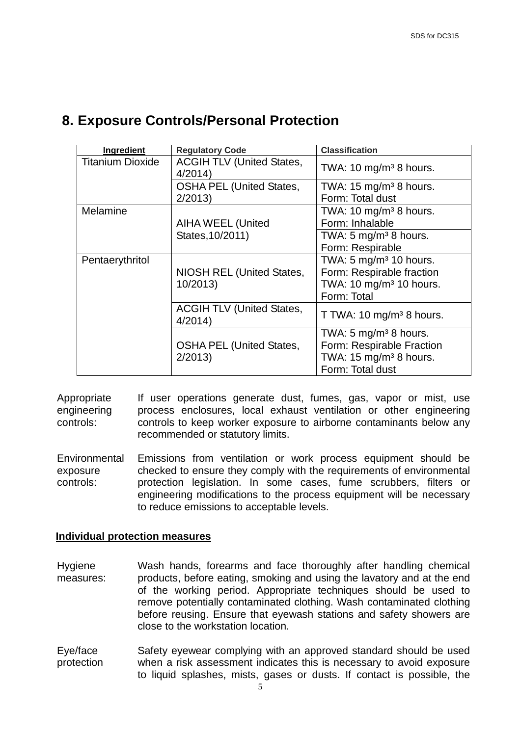## 8. Exposure Controls/Personal Protection

| Ingredient | Regulatory Code | Classification |
|---|---|---|
| Titanium Dioxide | ACGIH TLV (United States, 4/2014) | TWA: 10 mg/m³ 8 hours. |
| | OSHA PEL (United States, 2/2013) | TWA: 15 mg/m³ 8 hours.<br>Form: Total dust |
| Melamine | AIHA WEEL (United States,10/2011) | TWA: 10 mg/m³ 8 hours.<br>Form: Inhalable |
| | | TWA: 5 mg/m³ 8 hours.<br>Form: Respirable |
| Pentaerythritol | NIOSH REL (United States, 10/2013) | TWA: 5 mg/m³ 10 hours.<br>Form: Respirable fraction<br>TWA: 10 mg/m³ 10 hours.<br>Form: Total |
| | ACGIH TLV (United States, 4/2014) | T TWA: 10 mg/m³ 8 hours. |
| | OSHA PEL (United States, 2/2013) | TWA: 5 mg/m³ 8 hours.<br>Form: Respirable Fraction<br>TWA: 15 mg/m³ 8 hours.<br>Form: Total dust |

Appropriate engineering controls: If user operations generate dust, fumes, gas, vapor or mist, use process enclosures, local exhaust ventilation or other engineering controls to keep worker exposure to airborne contaminants below any recommended or statutory limits.

Environmental exposure controls: Emissions from ventilation or work process equipment should be checked to ensure they comply with the requirements of environmental protection legislation. In some cases, fume scrubbers, filters or engineering modifications to the process equipment will be necessary to reduce emissions to acceptable levels.

**Individual protection measures**

Hygiene measures: Wash hands, forearms and face thoroughly after handling chemical products, before eating, smoking and using the lavatory and at the end of the working period. Appropriate techniques should be used to remove potentially contaminated clothing. Wash contaminated clothing before reusing. Ensure that eyewash stations and safety showers are close to the workstation location.

Eye/face protection Safety eyewear complying with an approved standard should be used when a risk assessment indicates this is necessary to avoid exposure to liquid splashes, mists, gases or dusts. If contact is possible, the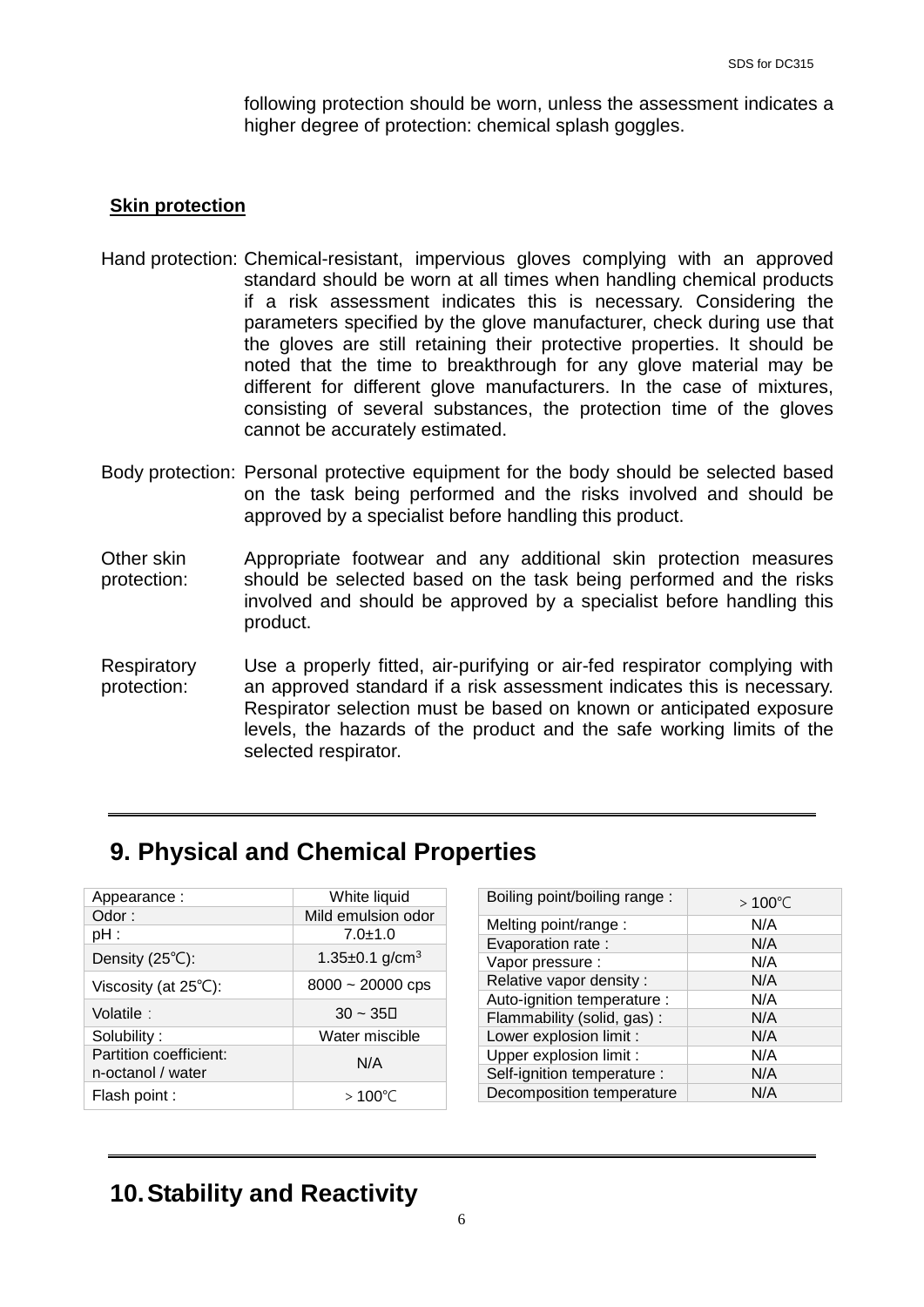following protection should be worn, unless the assessment indicates a higher degree of protection: chemical splash goggles.

**Skin protection**

Hand protection: Chemical-resistant, impervious gloves complying with an approved standard should be worn at all times when handling chemical products if a risk assessment indicates this is necessary. Considering the parameters specified by the glove manufacturer, check during use that the gloves are still retaining their protective properties. It should be noted that the time to breakthrough for any glove material may be different for different glove manufacturers. In the case of mixtures, consisting of several substances, the protection time of the gloves cannot be accurately estimated.

Body protection: Personal protective equipment for the body should be selected based on the task being performed and the risks involved and should be approved by a specialist before handling this product.

Other skin protection: Appropriate footwear and any additional skin protection measures should be selected based on the task being performed and the risks involved and should be approved by a specialist before handling this product.

Respiratory protection: Use a properly fitted, air-purifying or air-fed respirator complying with an approved standard if a risk assessment indicates this is necessary. Respirator selection must be based on known or anticipated exposure levels, the hazards of the product and the safe working limits of the selected respirator.

## 9. Physical and Chemical Properties

| | |
|---|---|
| Appearance : | White liquid |
| Odor : | Mild emulsion odor |
| pH : | 7.0±1.0 |
| Density (25℃): | 1.35±0.1 g/cm$^3$ |
| Viscosity (at 25℃): | 8000 ~ 20000 cps |
| Volatile : | 30 ~ 35% |
| Solubility : | Water miscible |
| Partition coefficient: n-octanol / water | N/A |
| Flash point : | ＞100℃ |

| | |
|---|---|
| Boiling point/boiling range : | ＞100℃ |
| Melting point/range : | N/A |
| Evaporation rate : | N/A |
| Vapor pressure : | N/A |
| Relative vapor density : | N/A |
| Auto-ignition temperature : | N/A |
| Flammability (solid, gas) : | N/A |
| Lower explosion limit : | N/A |
| Upper explosion limit : | N/A |
| Self-ignition temperature : | N/A |
| Decomposition temperature | N/A |

## 10. Stability and Reactivity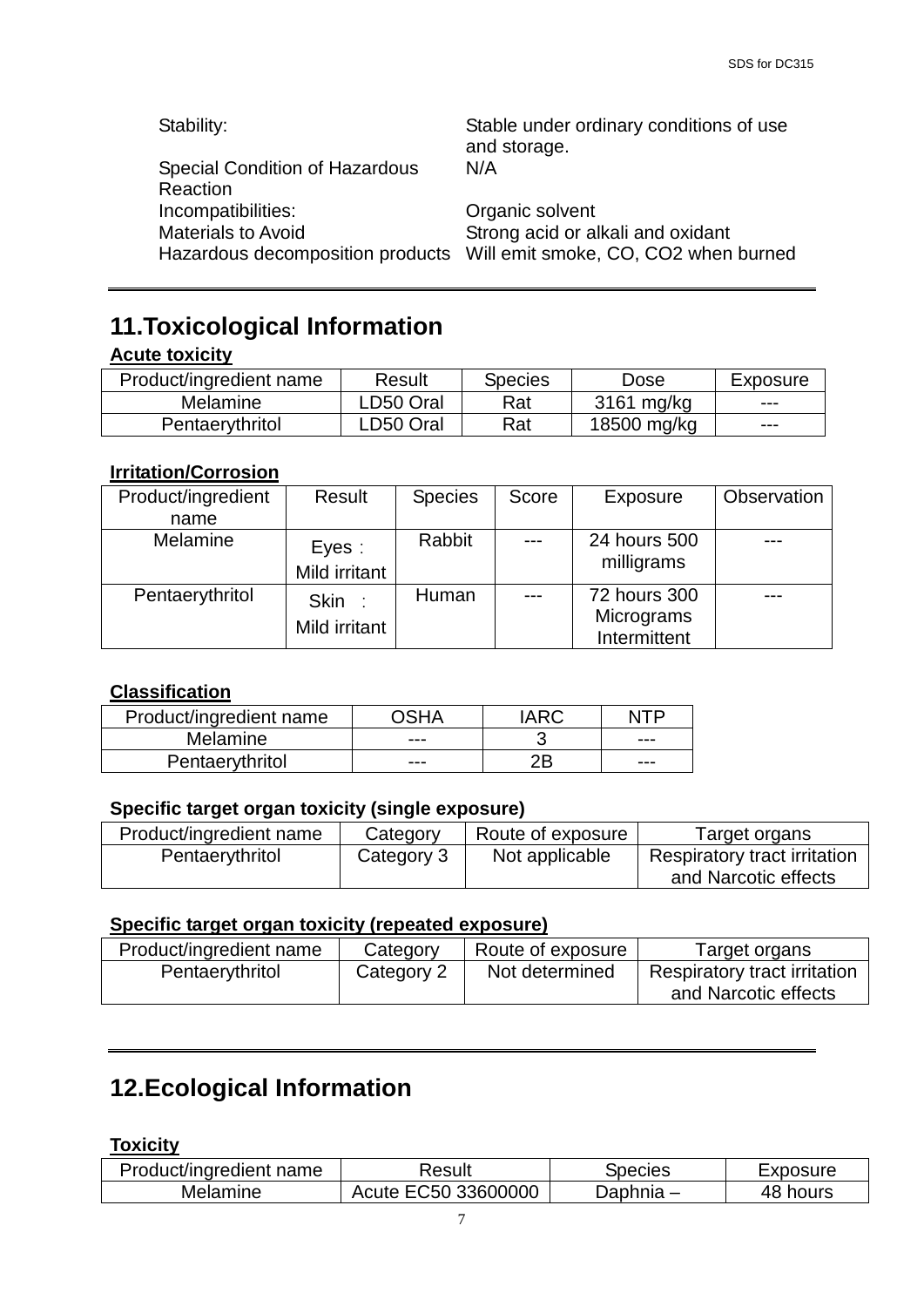| | |
|---|---|
| Stability: | Stable under ordinary conditions of use and storage. |
| Special Condition of Hazardous Reaction | N/A |
| Incompatibilities: | Organic solvent |
| Materials to Avoid | Strong acid or alkali and oxidant |
| Hazardous decomposition products | Will emit smoke, CO, CO2 when burned |

## 11.Toxicological Information

**Acute toxicity**

| Product/ingredient name | Result | Species | Dose | Exposure |
|---|---|---|---|---|
| Melamine | LD50 Oral | Rat | 3161 mg/kg | --- |
| Pentaerythritol | LD50 Oral | Rat | 18500 mg/kg | --- |

**Irritation/Corrosion**

| Product/ingredient name | Result | Species | Score | Exposure | Observation |
|---|---|---|---|---|---|
| Melamine | Eyes：Mild irritant | Rabbit | --- | 24 hours 500 milligrams | --- |
| Pentaerythritol | Skin ：Mild irritant | Human | --- | 72 hours 300 Micrograms Intermittent | --- |

**Classification**

| Product/ingredient name | OSHA | IARC | NTP |
|---|---|---|---|
| Melamine | --- | 3 | --- |
| Pentaerythritol | --- | 2B | --- |

**Specific target organ toxicity (single exposure)**

| Product/ingredient name | Category | Route of exposure | Target organs |
|---|---|---|---|
| Pentaerythritol | Category 3 | Not applicable | Respiratory tract irritation and Narcotic effects |

**Specific target organ toxicity (repeated exposure)**

| Product/ingredient name | Category | Route of exposure | Target organs |
|---|---|---|---|
| Pentaerythritol | Category 2 | Not determined | Respiratory tract irritation and Narcotic effects |

## 12.Ecological Information

**Toxicity**

| Product/ingredient name | Result | Species | Exposure |
|---|---|---|---|
| Melamine | Acute EC50 33600000 | Daphnia – | 48 hours |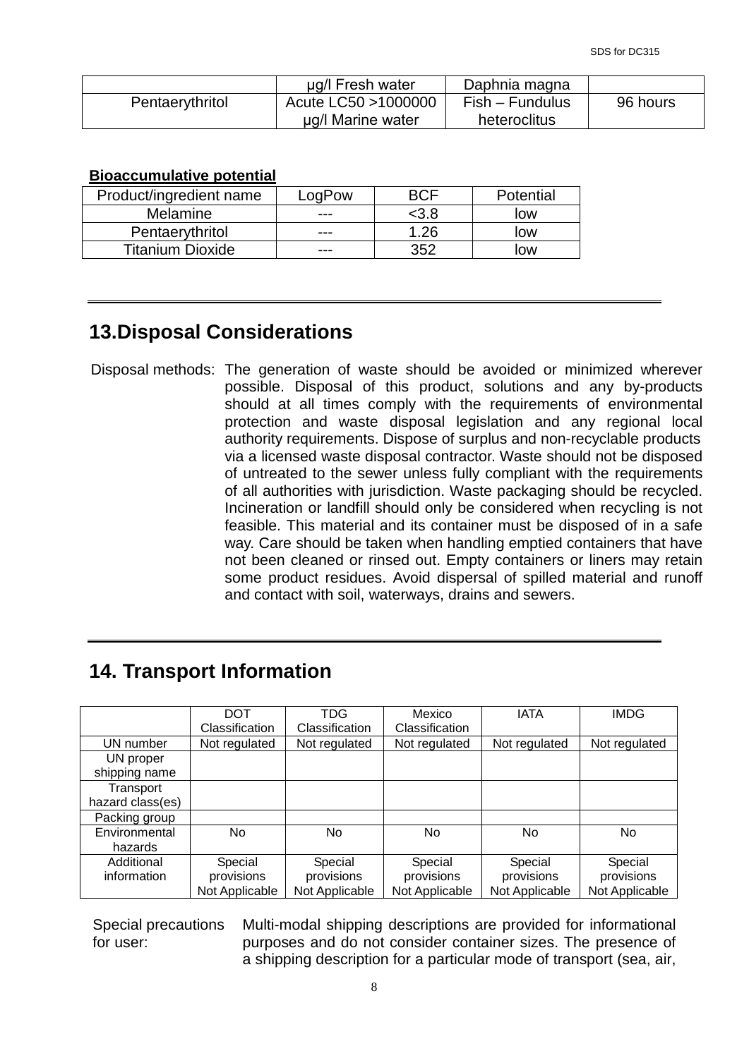| | µg/l Fresh water | Daphnia magna | |
|---|---|---|---|
| Pentaerythritol | Acute LC50 >1000000 µg/l Marine water | Fish – Fundulus heteroclitus | 96 hours |

**Bioaccumulative potential**

| Product/ingredient name | LogPow | BCF | Potential |
|---|---|---|---|
| Melamine | --- | <3.8 | low |
| Pentaerythritol | --- | 1.26 | low |
| Titanium Dioxide | --- | 352 | low |

## 13.Disposal Considerations

Disposal methods: The generation of waste should be avoided or minimized wherever possible. Disposal of this product, solutions and any by-products should at all times comply with the requirements of environmental protection and waste disposal legislation and any regional local authority requirements. Dispose of surplus and non-recyclable products via a licensed waste disposal contractor. Waste should not be disposed of untreated to the sewer unless fully compliant with the requirements of all authorities with jurisdiction. Waste packaging should be recycled. Incineration or landfill should only be considered when recycling is not feasible. This material and its container must be disposed of in a safe way. Care should be taken when handling emptied containers that have not been cleaned or rinsed out. Empty containers or liners may retain some product residues. Avoid dispersal of spilled material and runoff and contact with soil, waterways, drains and sewers.

## 14. Transport Information

| | DOT Classification | TDG Classification | Mexico Classification | IATA | IMDG |
|---|---|---|---|---|---|
| UN number | Not regulated | Not regulated | Not regulated | Not regulated | Not regulated |
| UN proper shipping name | | | | | |
| Transport hazard class(es) | | | | | |
| Packing group | | | | | |
| Environmental hazards | No | No | No | No | No |
| Additional information | Special provisions Not Applicable | Special provisions Not Applicable | Special provisions Not Applicable | Special provisions Not Applicable | Special provisions Not Applicable |

Special precautions for user: Multi-modal shipping descriptions are provided for informational purposes and do not consider container sizes. The presence of a shipping description for a particular mode of transport (sea, air,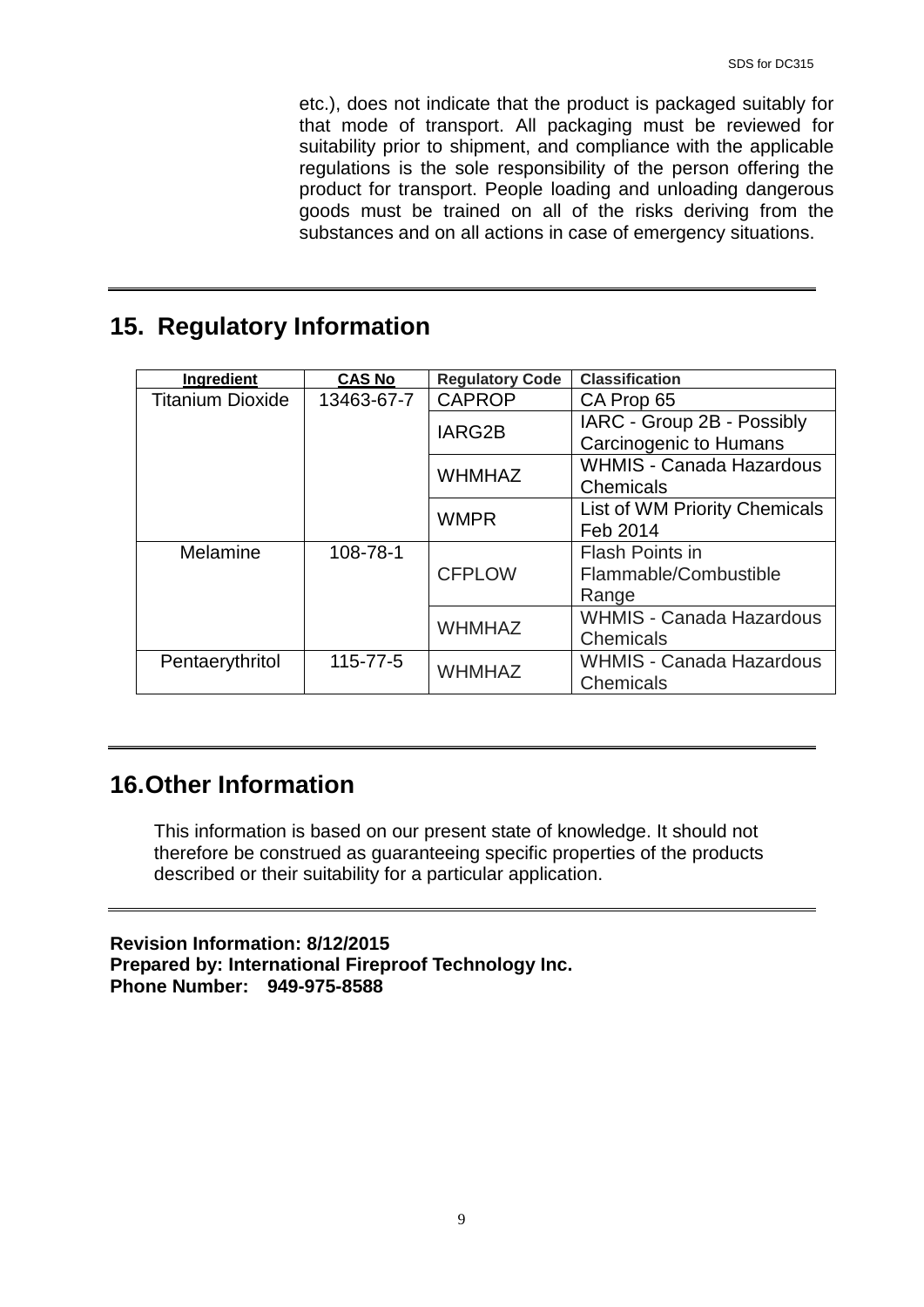etc.), does not indicate that the product is packaged suitably for that mode of transport. All packaging must be reviewed for suitability prior to shipment, and compliance with the applicable regulations is the sole responsibility of the person offering the product for transport. People loading and unloading dangerous goods must be trained on all of the risks deriving from the substances and on all actions in case of emergency situations.

## 15. Regulatory Information

| Ingredient | CAS No | Regulatory Code | Classification |
|---|---|---|---|
| Titanium Dioxide | 13463-67-7 | CAPROP | CA Prop 65 |
| | | IARG2B | IARC - Group 2B - Possibly Carcinogenic to Humans |
| | | WHMHAZ | WHMIS - Canada Hazardous Chemicals |
| | | WMPR | List of WM Priority Chemicals Feb 2014 |
| Melamine | 108-78-1 | CFPLOW | Flash Points in Flammable/Combustible Range |
| | | WHMHAZ | WHMIS - Canada Hazardous Chemicals |
| Pentaerythritol | 115-77-5 | WHMHAZ | WHMIS - Canada Hazardous Chemicals |

## 16. Other Information

This information is based on our present state of knowledge. It should not therefore be construed as guaranteeing specific properties of the products described or their suitability for a particular application.

**Revision Information: 8/12/2015**
**Prepared by: International Fireproof Technology Inc.**
**Phone Number: 949-975-8588**